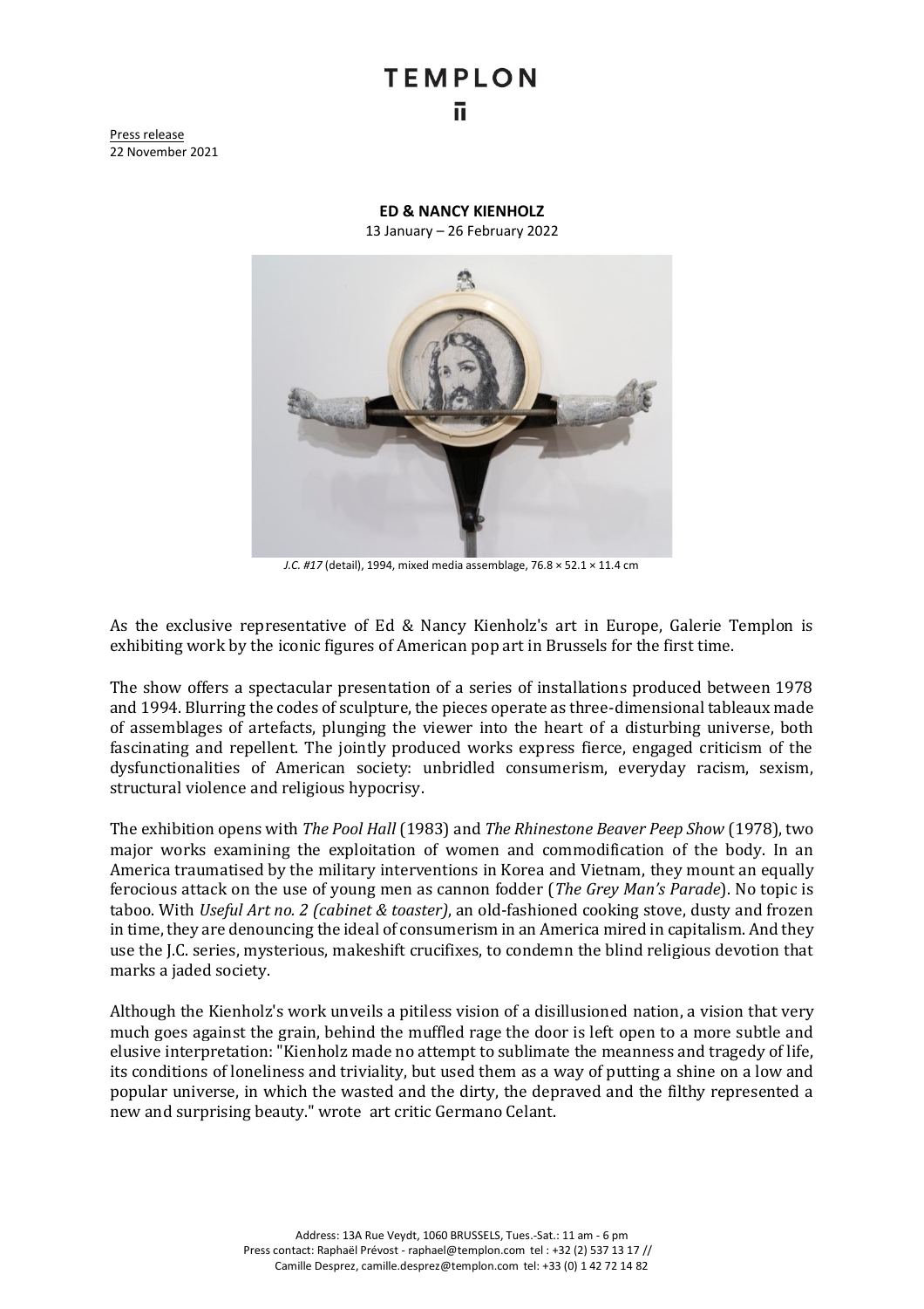TEMPLON

Press release
22 November 2021

**ED & NANCY KIENHOLZ**
13 January – 26 February 2022

*J.C. #17* (detail), 1994, mixed media assemblage, 76.8 × 52.1 × 11.4 cm

As the exclusive representative of Ed & Nancy Kienholz's art in Europe, Galerie Templon is exhibiting work by the iconic figures of American pop art in Brussels for the first time.

The show offers a spectacular presentation of a series of installations produced between 1978 and 1994. Blurring the codes of sculpture, the pieces operate as three-dimensional tableaux made of assemblages of artefacts, plunging the viewer into the heart of a disturbing universe, both fascinating and repellent. The jointly produced works express fierce, engaged criticism of the dysfunctionalities of American society: unbridled consumerism, everyday racism, sexism, structural violence and religious hypocrisy.

The exhibition opens with *The Pool Hall* (1983) and *The Rhinestone Beaver Peep Show* (1978), two major works examining the exploitation of women and commodification of the body. In an America traumatised by the military interventions in Korea and Vietnam, they mount an equally ferocious attack on the use of young men as cannon fodder (*The Grey Man's Parade*). No topic is taboo. With *Useful Art no. 2 (cabinet & toaster)*, an old-fashioned cooking stove, dusty and frozen in time, they are denouncing the ideal of consumerism in an America mired in capitalism. And they use the J.C. series, mysterious, makeshift crucifixes, to condemn the blind religious devotion that marks a jaded society.

Although the Kienholz's work unveils a pitiless vision of a disillusioned nation, a vision that very much goes against the grain, behind the muffled rage the door is left open to a more subtle and elusive interpretation: "Kienholz made no attempt to sublimate the meanness and tragedy of life, its conditions of loneliness and triviality, but used them as a way of putting a shine on a low and popular universe, in which the wasted and the dirty, the depraved and the filthy represented a new and surprising beauty." wrote art critic Germano Celant.

Address: 13A Rue Veydt, 1060 BRUSSELS, Tues.-Sat.: 11 am - 6 pm
Press contact: Raphaël Prévost - raphael@templon.com tel : +32 (2) 537 13 17 //
Camille Desprez, camille.desprez@templon.com tel: +33 (0) 1 42 72 14 82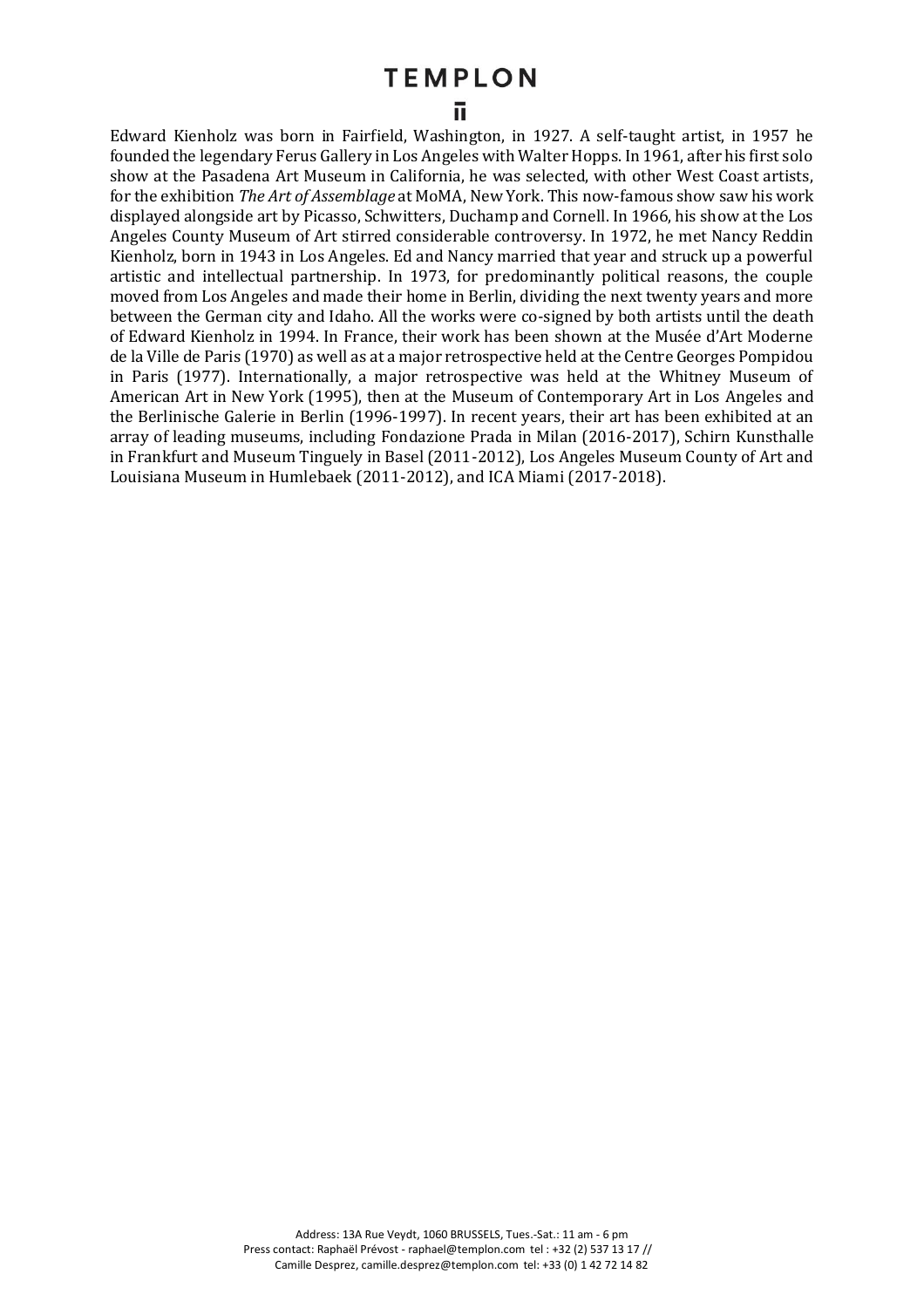Edward Kienholz was born in Fairfield, Washington, in 1927. A self-taught artist, in 1957 he founded the legendary Ferus Gallery in Los Angeles with Walter Hopps. In 1961, after his first solo show at the Pasadena Art Museum in California, he was selected, with other West Coast artists, for the exhibition *The Art of Assemblage* at MoMA, New York. This now-famous show saw his work displayed alongside art by Picasso, Schwitters, Duchamp and Cornell. In 1966, his show at the Los Angeles County Museum of Art stirred considerable controversy. In 1972, he met Nancy Reddin Kienholz, born in 1943 in Los Angeles. Ed and Nancy married that year and struck up a powerful artistic and intellectual partnership. In 1973, for predominantly political reasons, the couple moved from Los Angeles and made their home in Berlin, dividing the next twenty years and more between the German city and Idaho. All the works were co-signed by both artists until the death of Edward Kienholz in 1994. In France, their work has been shown at the Musée d'Art Moderne de la Ville de Paris (1970) as well as at a major retrospective held at the Centre Georges Pompidou in Paris (1977). Internationally, a major retrospective was held at the Whitney Museum of American Art in New York (1995), then at the Museum of Contemporary Art in Los Angeles and the Berlinische Galerie in Berlin (1996-1997). In recent years, their art has been exhibited at an array of leading museums, including Fondazione Prada in Milan (2016-2017), Schirn Kunsthalle in Frankfurt and Museum Tinguely in Basel (2011-2012), Los Angeles Museum County of Art and Louisiana Museum in Humlebaek (2011-2012), and ICA Miami (2017-2018).